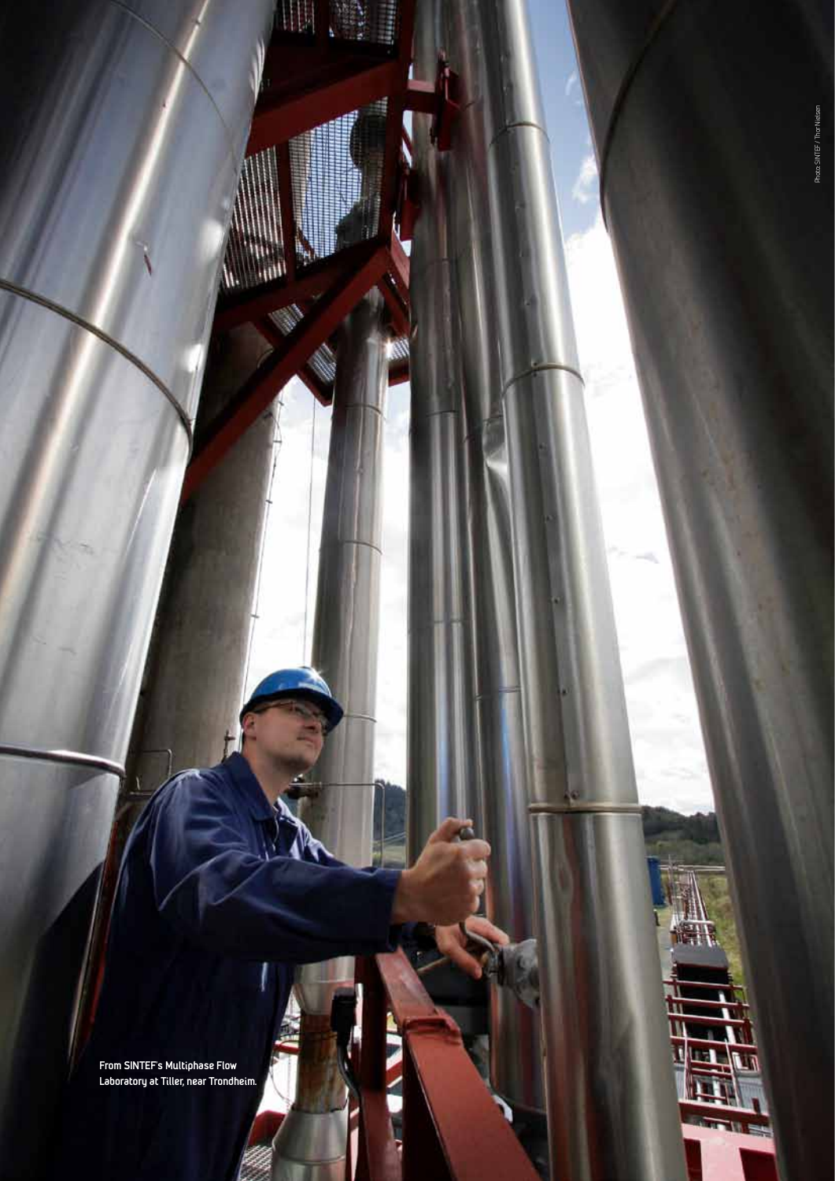From SINTEF's Multiphase Flow Laboratory at Tiller, near Trondheim.

Photo: SINTEF / Thor Nielsen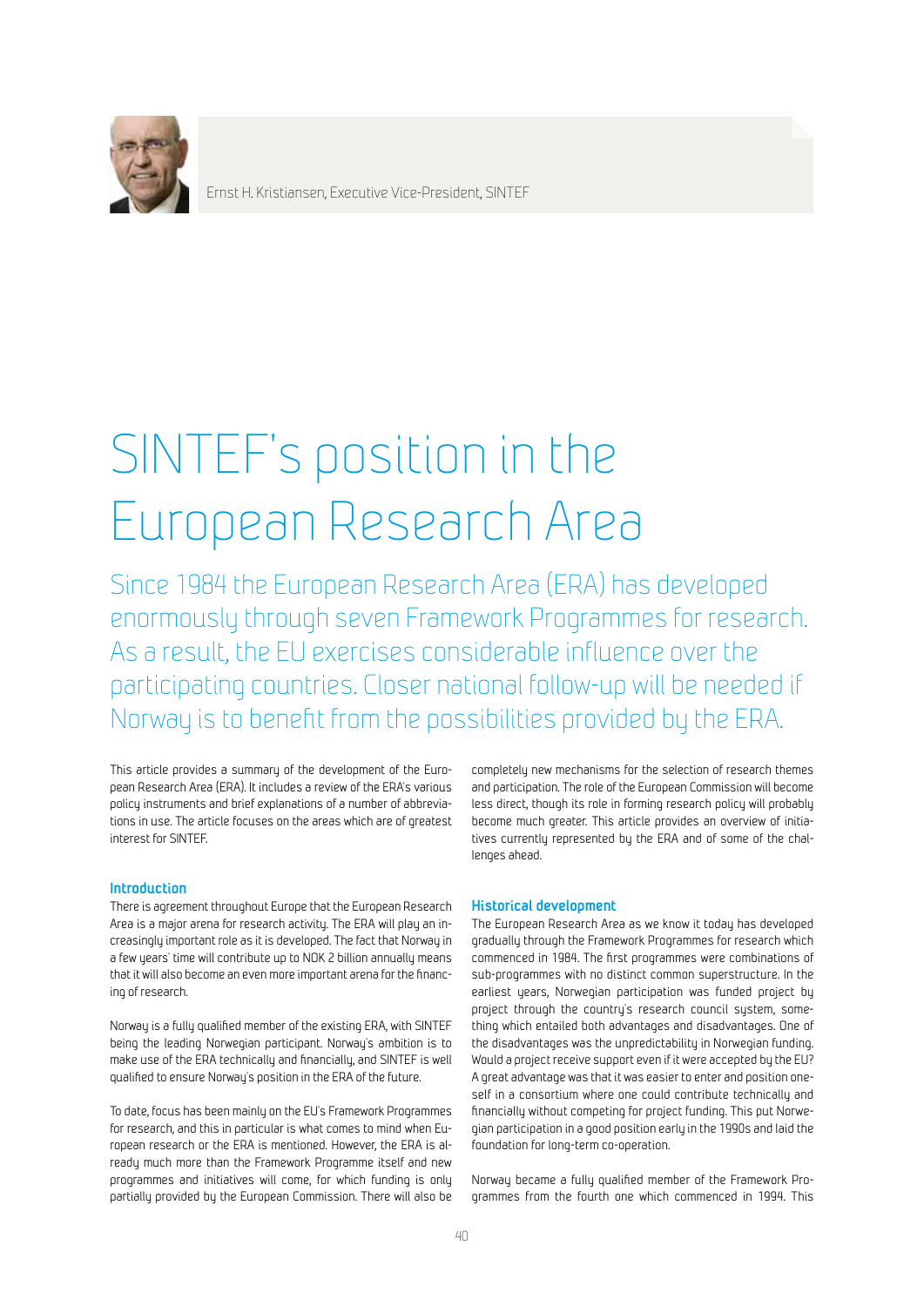Ernst H. Kristiansen, Executive Vice-President, SINTEF

# SINTEF's position in the European Research Area

Since 1984 the European Research Area (ERA) has developed enormously through seven Framework Programmes for research. As a result, the EU exercises considerable influence over the participating countries. Closer national follow-up will be needed if Norway is to benefit from the possibilities provided by the ERA.

This article provides a summary of the development of the European Research Area (ERA). It includes a review of the ERA's various policy instruments and brief explanations of a number of abbreviations in use. The article focuses on the areas which are of greatest interest for SINTEF.

## Introduction

There is agreement throughout Europe that the European Research Area is a major arena for research activity. The ERA will play an increasingly important role as it is developed. The fact that Norway in a few years' time will contribute up to NOK 2 billion annually means that it will also become an even more important arena for the financing of research.

Norway is a fully qualified member of the existing ERA, with SINTEF being the leading Norwegian participant. Norway's ambition is to make use of the ERA technically and financially, and SINTEF is well qualified to ensure Norway's position in the ERA of the future.

To date, focus has been mainly on the EU's Framework Programmes for research, and this in particular is what comes to mind when European research or the ERA is mentioned. However, the ERA is already much more than the Framework Programme itself and new programmes and initiatives will come, for which funding is only partially provided by the European Commission. There will also be completely new mechanisms for the selection of research themes and participation. The role of the European Commission will become less direct, though its role in forming research policy will probably become much greater. This article provides an overview of initiatives currently represented by the ERA and of some of the challenges ahead.

## Historical development

The European Research Area as we know it today has developed gradually through the Framework Programmes for research which commenced in 1984. The first programmes were combinations of sub-programmes with no distinct common superstructure. In the earliest years, Norwegian participation was funded project by project through the country's research council system, something which entailed both advantages and disadvantages. One of the disadvantages was the unpredictability in Norwegian funding. Would a project receive support even if it were accepted by the EU? A great advantage was that it was easier to enter and position oneself in a consortium where one could contribute technically and financially without competing for project funding. This put Norwegian participation in a good position early in the 1990s and laid the foundation for long-term co-operation.

Norway became a fully qualified member of the Framework Programmes from the fourth one which commenced in 1994. This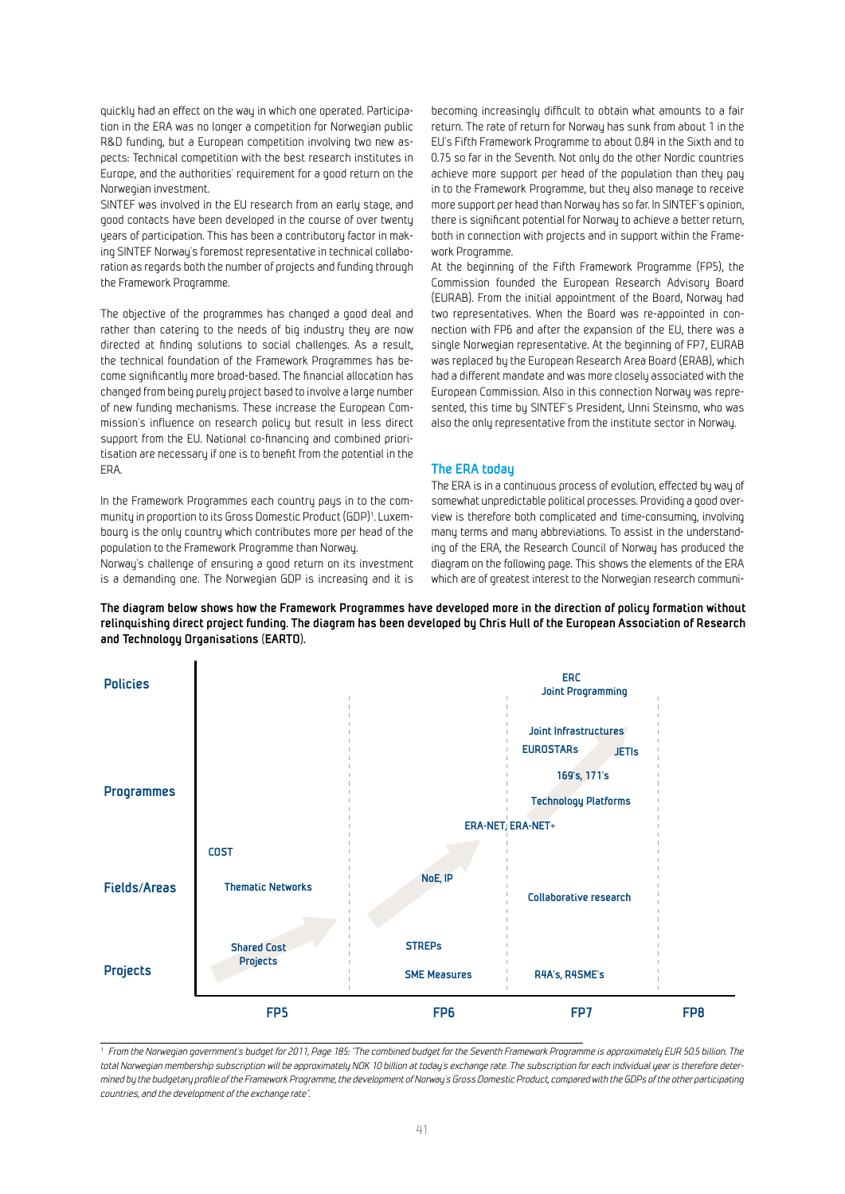quickly had an effect on the way in which one operated. Participation in the ERA was no longer a competition for Norwegian public R&D funding, but a European competition involving two new aspects: Technical competition with the best research institutes in Europe, and the authorities' requirement for a good return on the Norwegian investment.

SINTEF was involved in the EU research from an early stage, and good contacts have been developed in the course of over twenty years of participation. This has been a contributory factor in making SINTEF Norway's foremost representative in technical collaboration as regards both the number of projects and funding through the Framework Programme.

The objective of the programmes has changed a good deal and rather than catering to the needs of big industry they are now directed at finding solutions to social challenges. As a result, the technical foundation of the Framework Programmes has become significantly more broad-based. The financial allocation has changed from being purely project based to involve a large number of new funding mechanisms. These increase the European Commission's influence on research policy but result in less direct support from the EU. National co-financing and combined prioritisation are necessary if one is to benefit from the potential in the ERA.

In the Framework Programmes each country pays in to the community in proportion to its Gross Domestic Product (GDP)[1]. Luxembourg is the only country which contributes more per head of the population to the Framework Programme than Norway.

Norway's challenge of ensuring a good return on its investment is a demanding one. The Norwegian GDP is increasing and it is becoming increasingly difficult to obtain what amounts to a fair return. The rate of return for Norway has sunk from about 1 in the EU's Fifth Framework Programme to about 0.84 in the Sixth and to 0.75 so far in the Seventh. Not only do the other Nordic countries achieve more support per head of the population than they pay in to the Framework Programme, but they also manage to receive more support per head than Norway has so far. In SINTEF's opinion, there is significant potential for Norway to achieve a better return, both in connection with projects and in support within the Framework Programme.

At the beginning of the Fifth Framework Programme (FP5), the Commission founded the European Research Advisory Board (EURAB). From the initial appointment of the Board, Norway had two representatives. When the Board was re-appointed in connection with FP6 and after the expansion of the EU, there was a single Norwegian representative. At the beginning of FP7, EURAB was replaced by the European Research Area Board (ERAB), which had a different mandate and was more closely associated with the European Commission. Also in this connection Norway was represented, this time by SINTEF's President, Unni Steinsmo, who was also the only representative from the institute sector in Norway.

## The ERA today

The ERA is in a continuous process of evolution, effected by way of somewhat unpredictable political processes. Providing a good overview is therefore both complicated and time-consuming, involving many terms and many abbreviations. To assist in the understanding of the ERA, the Research Council of Norway has produced the diagram on the following page. This shows the elements of the ERA which are of greatest interest to the Norwegian research communi-

**The diagram below shows how the Framework Programmes have developed more in the direction of policy formation without relinquishing direct project funding. The diagram has been developed by Chris Hull of the European Association of Research and Technology Organisations (EARTO).**

| | FP5 | FP6 | FP7 | FP8 |
|---|---|---|---|---|
| Policies | | | ERC, Joint Programming | |
| Programmes | | ERA-NET, ERA-NET+ | Joint Infrastructures, EUROSTARs, JETIs, 169's, 171's, Technology Platforms | |
| Fields/Areas | COST, Thematic Networks | NoE, IP | Collaborative research | |
| Projects | Shared Cost Projects | STREPs, SME Measures | R4A's, R4SME's | |

[1] *From the Norwegian government's budget for 2011, Page 185: "The combined budget for the Seventh Framework Programme is approximately EUR 50.5 billion. The total Norwegian membership subscription will be approximately NOK 10 billion at today's exchange rate. The subscription for each individual year is therefore determined by the budgetary profile of the Framework Programme, the development of Norway's Gross Domestic Product, compared with the GDPs of the other participating countries, and the development of the exchange rate".*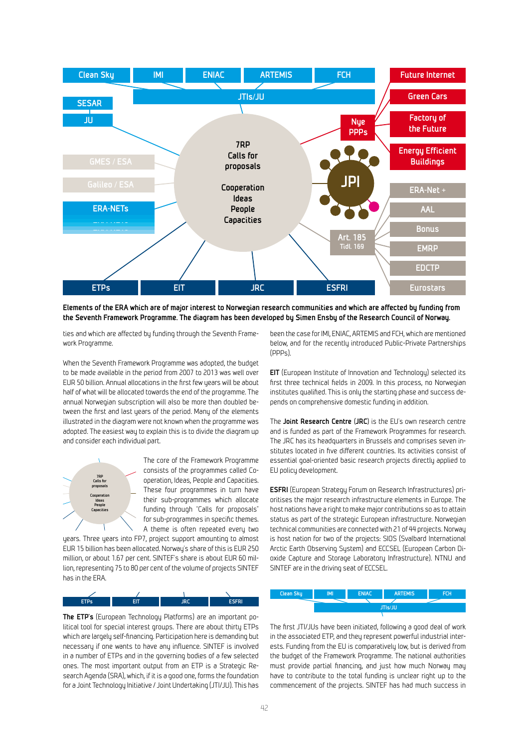**Elements of the ERA which are of major interest to Norwegian research communities and which are affected by funding from the Seventh Framework Programme. The diagram has been developed by Simen Ensby of the Research Council of Norway.**

ties and which are affected by funding through the Seventh Framework Programme.

When the Seventh Framework Programme was adopted, the budget to be made available in the period from 2007 to 2013 was well over EUR 50 billion. Annual allocations in the first few years will be about half of what will be allocated towards the end of the programme. The annual Norwegian subscription will also be more than doubled between the first and last years of the period. Many of the elements illustrated in the diagram were not known when the programme was adopted. The easiest way to explain this is to divide the diagram up and consider each individual part.

The core of the Framework Programme consists of the programmes called Cooperation, Ideas, People and Capacities. These four programmes in turn have their sub-programmes which allocate funding through "Calls for proposals" for sub-programmes in specific themes. A theme is often repeated every two years. Three years into FP7, project support amounting to almost EUR 15 billion has been allocated. Norway's share of this is EUR 250 million, or about 1.67 per cent. SINTEF's share is about EUR 60 million, representing 75 to 80 per cent of the volume of projects SINTEF has in the ERA.

**The ETP's** (European Technology Platforms) are an important political tool for special interest groups. There are about thirty ETPs which are largely self-financing. Participation here is demanding but necessary if one wants to have any influence. SINTEF is involved in a number of ETPs and in the governing bodies of a few selected ones. The most important output from an ETP is a Strategic Research Agenda (SRA), which, if it is a good one, forms the foundation for a Joint Technology Initiative / Joint Undertaking (JTI/JU). This has been the case for IMI, ENIAC, ARTEMIS and FCH, which are mentioned below, and for the recently introduced Public-Private Partnerships (PPPs).

**EIT** (European Institute of Innovation and Technology) selected its first three technical fields in 2009. In this process, no Norwegian institutes qualified. This is only the starting phase and success depends on comprehensive domestic funding in addition.

The **Joint Research Centre** (**JRC**) is the EU's own research centre and is funded as part of the Framework Programmes for research. The JRC has its headquarters in Brussels and comprises seven institutes located in five different countries. Its activities consist of essential goal-oriented basic research projects directly applied to EU policy development.

**ESFRI** (European Strategy Forum on Research Infrastructures) prioritises the major research infrastructure elements in Europe. The host nations have a right to make major contributions so as to attain status as part of the strategic European infrastructure. Norwegian technical communities are connected with 21 of 44 projects. Norway is host nation for two of the projects: SIOS (Svalbard International Arctic Earth Observing System) and ECCSEL (European Carbon Dioxide Capture and Storage Laboratory Infrastructure). NTNU and SINTEF are in the driving seat of ECCSEL.

The first JTI/JUs have been initiated, following a good deal of work in the associated ETP, and they represent powerful industrial interests. Funding from the EU is comparatively low, but is derived from the budget of the Framework Programme. The national authorities must provide partial financing, and just how much Norway may have to contribute to the total funding is unclear right up to the commencement of the projects. SINTEF has had much success in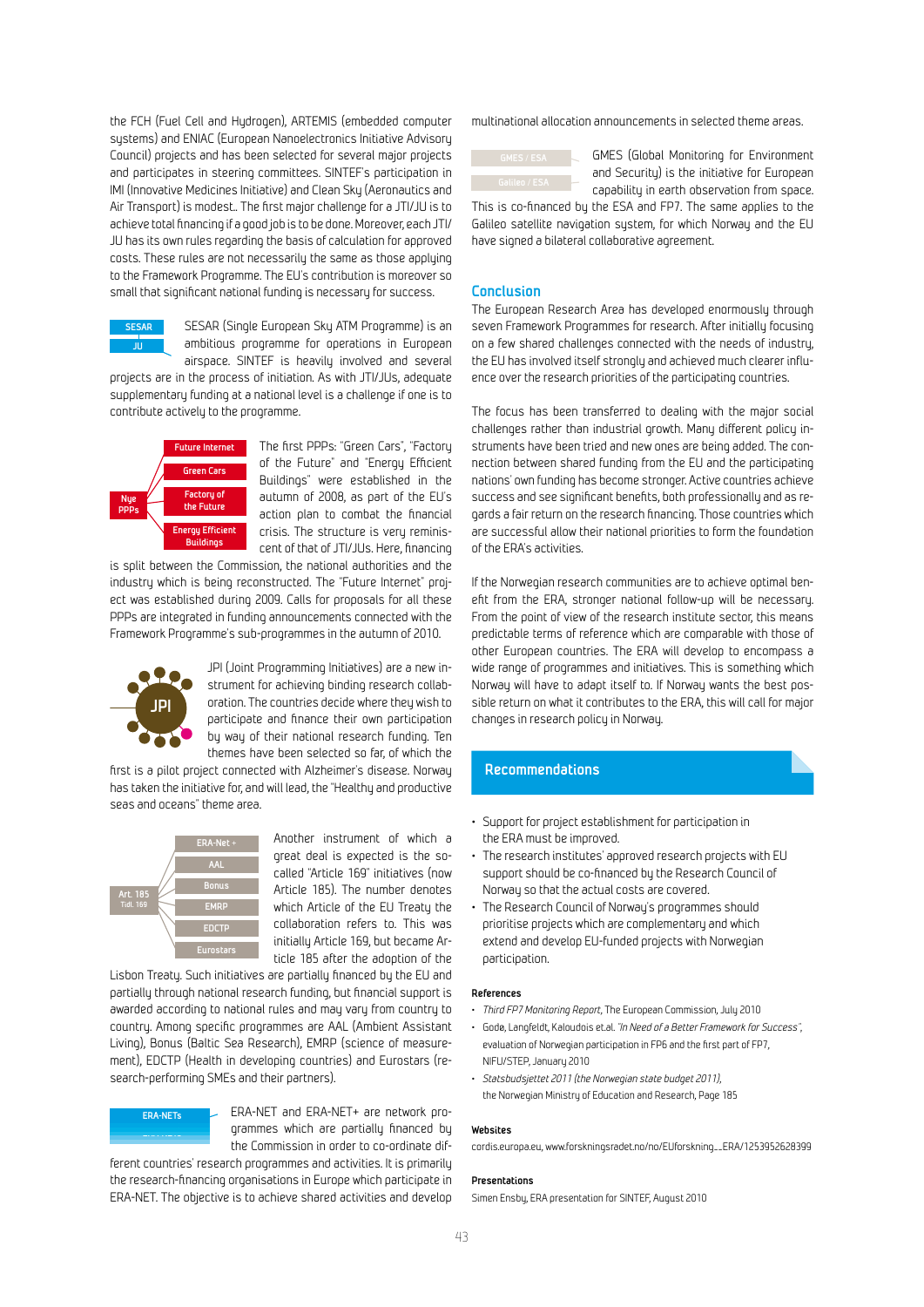the FCH (Fuel Cell and Hydrogen), ARTEMIS (embedded computer systems) and ENIAC (European Nanoelectronics Initiative Advisory Council) projects and has been selected for several major projects and participates in steering committees. SINTEF's participation in IMI (Innovative Medicines Initiative) and Clean Sky (Aeronautics and Air Transport) is modest.. The first major challenge for a JTI/JU is to achieve total financing if a good job is to be done. Moreover, each JTI/JU has its own rules regarding the basis of calculation for approved costs. These rules are not necessarily the same as those applying to the Framework Programme. The EU's contribution is moreover so small that significant national funding is necessary for success.

SESAR
JU

SESAR (Single European Sky ATM Programme) is an ambitious programme for operations in European airspace. SINTEF is heavily involved and several projects are in the process of initiation. As with JTI/JUs, adequate supplementary funding at a national level is a challenge if one is to contribute actively to the programme.

Nye PPPs
Future Internet
Green Cars
Factory of the Future
Energy Efficient Buildings

The first PPPs: "Green Cars", "Factory of the Future" and "Energy Efficient Buildings" were established in the autumn of 2008, as part of the EU's action plan to combat the financial crisis. The structure is very reminiscent of that of JTI/JUs. Here, financing is split between the Commission, the national authorities and the industry which is being reconstructed. The "Future Internet" project was established during 2009. Calls for proposals for all these PPPs are integrated in funding announcements connected with the Framework Programme's sub-programmes in the autumn of 2010.

JPI

JPI (Joint Programming Initiatives) are a new instrument for achieving binding research collaboration. The countries decide where they wish to participate and finance their own participation by way of their national research funding. Ten themes have been selected so far, of which the first is a pilot project connected with Alzheimer's disease. Norway has taken the initiative for, and will lead, the "Healthy and productive seas and oceans" theme area.

Art. 185
Tidl. 169
ERA-Net +
AAL
Bonus
EMRP
EDCTP
Eurostars

Another instrument of which a great deal is expected is the so-called "Article 169" initiatives (now Article 185). The number denotes which Article of the EU Treaty the collaboration refers to. This was initially Article 169, but became Article 185 after the adoption of the Lisbon Treaty. Such initiatives are partially financed by the EU and partially through national research funding, but financial support is awarded according to national rules and may vary from country to country. Among specific programmes are AAL (Ambient Assistant Living), Bonus (Baltic Sea Research), EMRP (science of measurement), EDCTP (Health in developing countries) and Eurostars (research-performing SMEs and their partners).

ERA-NETs

ERA-NET and ERA-NET+ are network programmes which are partially financed by the Commission in order to co-ordinate different countries' research programmes and activities. It is primarily the research-financing organisations in Europe which participate in ERA-NET. The objective is to achieve shared activities and develop multinational allocation announcements in selected theme areas.

GMES / ESA
Galileo / ESA

GMES (Global Monitoring for Environment and Security) is the initiative for European capability in earth observation from space. This is co-financed by the ESA and FP7. The same applies to the Galileo satellite navigation system, for which Norway and the EU have signed a bilateral collaborative agreement.

## Conclusion

The European Research Area has developed enormously through seven Framework Programmes for research. After initially focusing on a few shared challenges connected with the needs of industry, the EU has involved itself strongly and achieved much clearer influence over the research priorities of the participating countries.

The focus has been transferred to dealing with the major social challenges rather than industrial growth. Many different policy instruments have been tried and new ones are being added. The connection between shared funding from the EU and the participating nations' own funding has become stronger. Active countries achieve success and see significant benefits, both professionally and as regards a fair return on the research financing. Those countries which are successful allow their national priorities to form the foundation of the ERA's activities.

If the Norwegian research communities are to achieve optimal benefit from the ERA, stronger national follow-up will be necessary. From the point of view of the research institute sector, this means predictable terms of reference which are comparable with those of other European countries. The ERA will develop to encompass a wide range of programmes and initiatives. This is something which Norway will have to adapt itself to. If Norway wants the best possible return on what it contributes to the ERA, this will call for major changes in research policy in Norway.

## Recommendations

- Support for project establishment for participation in the ERA must be improved.
- The research institutes' approved research projects with EU support should be co-financed by the Research Council of Norway so that the actual costs are covered.
- The Research Council of Norway's programmes should prioritise projects which are complementary and which extend and develop EU-funded projects with Norwegian participation.

**References**

- *Third FP7 Monitoring Report*, The European Commission, July 2010
- Godø, Langfeldt, Kaloudois et.al. *"In Need of a Better Framework for Success"*, evaluation of Norwegian participation in FP6 and the first part of FP7, NIFU/STEP, January 2010
- *Statsbudsjettet 2011 (the Norwegian state budget 2011)*, the Norwegian Ministry of Education and Research, Page 185

**Websites**

cordis.europa.eu, www.forskningsradet.no/no/EUforskning__ERA/1253952628399

**Presentations**

Simen Ensby, ERA presentation for SINTEF, August 2010